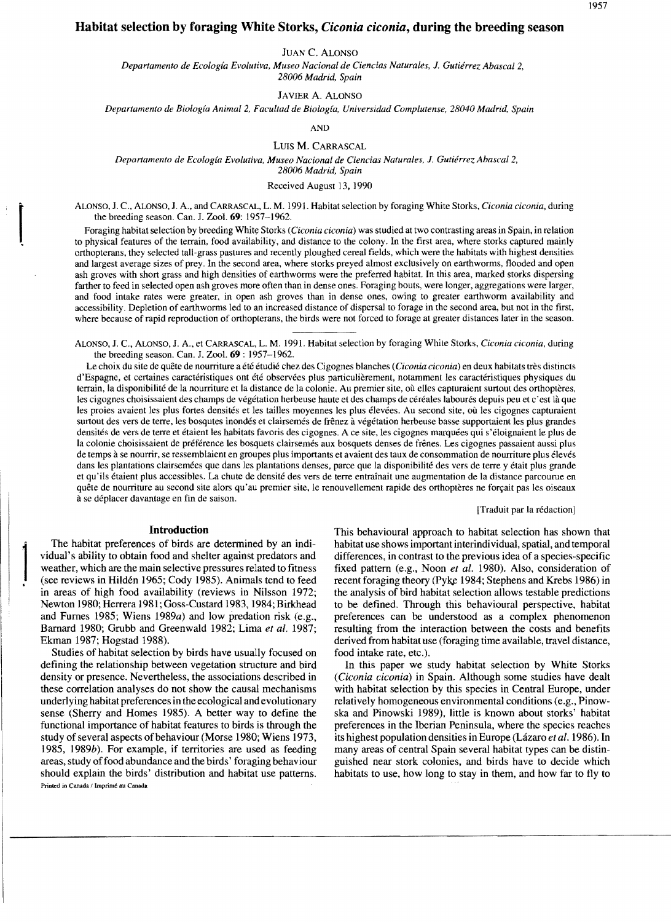# Habitat selection by foraging White Storks, *Ciconia ciconia*, during the breeding season

JUAN C. ALONSO

*Departamento de Ecología Evolutiva, Museo Nacional de Ciencias Naturales, J. Gutiérrez Abascal 2, 28006 Madrid, Spain*

JAVIER A. ALONSO

*Departamento de Biología Animal 2, Facultad de Biología, Universidad Complutense, 28040 Madrid, Spain*

AND

LUIS M. CARRASCAL

*Departamento de Ecología Evolutiva, Museo Nacional de Ciencias Naturales, J. Gutiérrez Abascal 2, 28006 Madrid, Spain*

Received August 13, 1990

ALONSO, J. C., ALONSO, J. A., and CARRASCAL, L. M. 1991. Habitat selection by foraging White Storks, *Ciconia ciconia*, during the breeding season. Can. J. Zool. **69**: 1957–1962.

Foraging habitat selection by breeding White Storks (*Ciconia ciconia*) was studied at two contrasting areas in Spain, in relation to physical features of the terrain, food availability, and distance to the colony. In the first area, where storks captured mainly orthopterans, they selected tall-grass pastures and recently ploughed cereal fields, which were the habitats with highest densities and largest average sizes of prey. In the second area, where storks preyed almost exclusively on earthworms, flooded and open ash groves with short grass and high densities of earthworms were the preferred habitat. In this area, marked storks dispersing farther to feed in selected open ash groves more often than in dense ones. Foraging bouts, were longer, aggregations were larger, and food intake rates were greater, in open ash groves than in dense ones, owing to greater earthworm availability and accessibility. Depletion of earthworms led to an increased distance of dispersal to forage in the second area, but not in the first, where because of rapid reproduction of orthopterans, the birds were not forced to forage at greater distances later in the season.

ALONSO, J. C., ALONSO, J. A., et CARRASCAL, L. M. 1991. Habitat selection by foraging White Storks, *Ciconia ciconia*, during the breeding season. Can. J. Zool. **69** : 1957–1962.

Le choix du site de quête de nourriture a été étudié chez des Cigognes blanches (*Ciconia ciconia*) en deux habitats très distincts d'Espagne, et certaines caractéristiques ont été observées plus particulièrement, notamment les caractéristiques physiques du terrain, la disponibilité de la nourriture et la distance de la colonie. Au premier site, où elles capturaient surtout des orthoptères, les cigognes choisissaient des champs de végétation herbeuse haute et des champs de céréales labourés depuis peu et c'est là que les proies avaient les plus fortes densités et les tailles moyennes les plus élevées. Au second site, où les cigognes capturaient surtout des vers de terre, les bosqutes inondés et clairsemés de frênez à végétation herbeuse basse supportaient les plus grandes densités de vers de terre et étaient les habitats favoris des cigognes. A ce site, les cigognes marquées qui s'éloignaient le plus de la colonie choisissaient de préférence les bosquets clairsemés aux bosquets denses de frênes. Les cigognes passaient aussi plus de temps à se nourrir, se rassemblaient en groupes plus importants et avaient des taux de consommation de nourriture plus élevés dans les plantations clairsemées que dans les plantations denses, parce que la disponibilité des vers de terre y était plus grande et qu'ils étaient plus accessibles. La chute de densité des vers de terre entraînait une augmentation de la distance parcourue en quête de nourriture au second site alors qu'au premier site, le renouvellement rapide des orthoptères ne forçait pas les oiseaux à se déplacer davantage en fin de saison.

[Traduit par la rédaction]

## Introduction

The habitat preferences of birds are determined by an individual's ability to obtain food and shelter against predators and weather, which are the main selective pressures related to fitness (see reviews in Hildén 1965; Cody 1985). Animals tend to feed in areas of high food availability (reviews in Nilsson 1972; Newton 1980; Herrera 1981; Goss-Custard 1983, 1984; Birkhead and Furnes 1985; Wiens 1989*a*) and low predation risk (e.g., Barnard 1980; Grubb and Greenwald 1982; Lima *et al.* 1987; Ekman 1987; Hogstad 1988).

Studies of habitat selection by birds have usually focused on defining the relationship between vegetation structure and bird density or presence. Nevertheless, the associations described in these correlation analyses do not show the causal mechanisms underlying habitat preferences in the ecological and evolutionary sense (Sherry and Homes 1985). A better way to define the functional importance of habitat features to birds is through the study of several aspects of behaviour (Morse 1980; Wiens 1973, 1985, 1989*b*). For example, if territories are used as feeding areas, study of food abundance and the birds' foraging behaviour should explain the birds' distribution and habitat use patterns. This behavioural approach to habitat selection has shown that habitat use shows important interindividual, spatial, and temporal differences, in contrast to the previous idea of a species-specific fixed pattern (e.g., Noon *et al.* 1980). Also, consideration of recent foraging theory (Pyke 1984; Stephens and Krebs 1986) in the analysis of bird habitat selection allows testable predictions to be defined. Through this behavioural perspective, habitat preferences can be understood as a complex phenomenon resulting from the interaction between the costs and benefits derived from habitat use (foraging time available, travel distance, food intake rate, etc.).

In this paper we study habitat selection by White Storks (*Ciconia ciconia*) in Spain. Although some studies have dealt with habitat selection by this species in Central Europe, under relatively homogeneous environmental conditions (e.g., Pinowska and Pinowski 1989), little is known about storks' habitat preferences in the Iberian Peninsula, where the species reaches its highest population densities in Europe (Lázaro *et al.* 1986). In many areas of central Spain several habitat types can be distinguished near stork colonies, and birds have to decide which habitats to use, how long to stay in them, and how far to fly to

Printed in Canada / Imprimé au Canada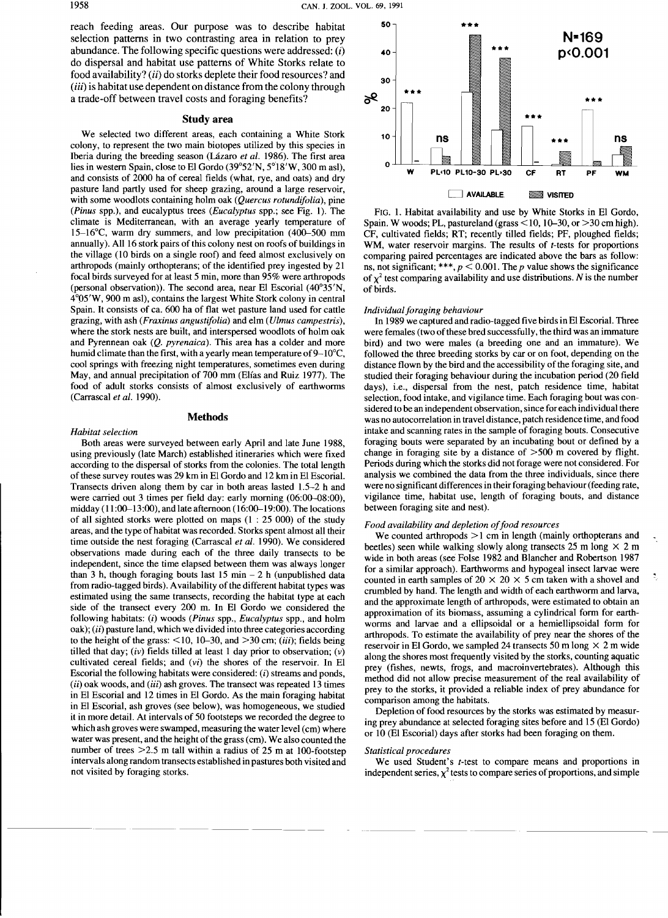reach feeding areas. Our purpose was to describe habitat selection patterns in two contrasting area in relation to prey abundance. The following specific questions were addressed: (*i*) do dispersal and habitat use patterns of White Storks relate to food availability? (*ii*) do storks deplete their food resources? and (*iii*) is habitat use dependent on distance from the colony through a trade-off between travel costs and foraging benefits?

## Study area

We selected two different areas, each containing a White Stork colony, to represent the two main biotopes utilized by this species in Iberia during the breeding season (Lázaro *et al.* 1986). The first area lies in western Spain, close to El Gordo (39°52′N, 5°18′W, 300 m asl), and consists of 2000 ha of cereal fields (what, rye, and oats) and dry pasture land partly used for sheep grazing, around a large reservoir, with some woodlots containing holm oak (*Quercus rotundifolia*), pine (*Pinus* spp.), and eucalyptus trees (*Eucalyptus* spp.; see Fig. 1). The climate is Mediterranean, with an average yearly temperature of 15–16°C, warm dry summers, and low precipitation (400–500 mm annually). All 16 stork pairs of this colony nest on roofs of buildings in the village (10 birds on a single roof) and feed almost exclusively on arthropods (mainly orthopterans; of the identified prey ingested by 21 focal birds surveyed for at least 5 min, more than 95% were arthropods (personal observation)). The second area, near El Escorial (40°35′N, 4°05′W, 900 m asl), contains the largest White Stork colony in central Spain. It consists of ca. 600 ha of flat wet pasture land used for cattle grazing, with ash (*Fraxinus angustifolia*) and elm (*Ulmus campestris*), where the stork nests are built, and interspersed woodlots of holm oak and Pyrennean oak (*Q. pyrenaica*). This area has a colder and more humid climate than the first, with a yearly mean temperature of 9–10°C, cool springs with freezing night temperatures, sometimes even during May, and annual precipitation of 700 mm (Elías and Ruiz 1977). The food of adult storks consists of almost exclusively of earthworms (Carrascal *et al.* 1990).

## Methods

### *Habitat selection*

Both areas were surveyed between early April and late June 1988, using previously (late March) established itineraries which were fixed according to the dispersal of storks from the colonies. The total length of these survey routes was 29 km in El Gordo and 12 km in El Escorial. Transects driven along them by car in both areas lasted 1.5–2 h and were carried out 3 times per field day: early morning (06:00–08:00), midday (11:00–13:00), and late afternoon (16:00–19:00). The locations of all sighted storks were plotted on maps (1 : 25 000) of the study areas, and the type of habitat was recorded. Storks spent almost all their time outside the nest foraging (Carrascal *et al.* 1990). We considered observations made during each of the three daily transects to be independent, since the time elapsed between them was always longer than 3 h, though foraging bouts last 15 min – 2 h (unpublished data from radio-tagged birds). Availability of the different habitat types was estimated using the same transects, recording the habitat type at each side of the transect every 200 m. In El Gordo we considered the following habitats: (*i*) woods (*Pinus* spp., *Eucalyptus* spp., and holm oak); (*ii*) pasture land, which we divided into three categories according to the height of the grass: <10, 10–30, and >30 cm; (*iii*); fields being tilled that day; (*iv*) fields tilled at least 1 day prior to observation; (*v*) cultivated cereal fields; and (*vi*) the shores of the reservoir. In El Escorial the following habitats were considered: (*i*) streams and ponds, (*ii*) oak woods, and (*iii*) ash groves. The transect was repeated 13 times in El Escorial and 12 times in El Gordo. As the main foraging habitat in El Escorial, ash groves (see below), was homogeneous, we studied it in more detail. At intervals of 50 footsteps we recorded the degree to which ash groves were swamped, measuring the water level (cm) where water was present, and the height of the grass (cm). We also counted the number of trees >2.5 m tall within a radius of 25 m at 100-footstep intervals along random transects established in pastures both visited and not visited by foraging storks.

FIG. 1. Habitat availability and use by White Storks in El Gordo, Spain. W woods; PL, pastureland (grass <10, 10–30, or >30 cm high). CF, cultivated fields; RT; recently tilled fields; PF, ploughed fields; WM, water reservoir margins. The results of *t*-tests for proportions comparing paired percentages are indicated above the bars as follow: ns, not significant; \*\*\*, $p < 0.001$. The *p* value shows the significance of $\chi^2$ test comparing availability and use distributions. *N* is the number of birds.

### *Individual foraging behaviour*

In 1989 we captured and radio-tagged five birds in El Escorial. Three were females (two of these bred successfully, the third was an immature bird) and two were males (a breeding one and an immature). We followed the three breeding storks by car or on foot, depending on the distance flown by the bird and the accessibility of the foraging site, and studied their foraging behaviour during the incubation period (20 field days), i.e., dispersal from the nest, patch residence time, habitat selection, food intake, and vigilance time. Each foraging bout was considered to be an independent observation, since for each individual there was no autocorrelation in travel distance, patch residence time, and food intake and scanning rates in the sample of foraging bouts. Consecutive foraging bouts were separated by an incubating bout or defined by a change in foraging site by a distance of >500 m covered by flight. Periods during which the storks did not forage were not considered. For analysis we combined the data from the three individuals, since there were no significant differences in their foraging behaviour (feeding rate, vigilance time, habitat use, length of foraging bouts, and distance between foraging site and nest).

### *Food availability and depletion of food resources*

We counted arthropods >1 cm in length (mainly orthopterans and beetles) seen while walking slowly along transects 25 m long × 2 m wide in both areas (see Folse 1982 and Blancher and Robertson 1987 for a similar approach). Earthworms and hypogeal insect larvae were counted in earth samples of 20 × 20 × 5 cm taken with a shovel and crumbled by hand. The length and width of each earthworm and larva, and the approximate length of arthropods, were estimated to obtain an approximation of its biomass, assuming a cylindrical form for earthworms and larvae and a ellipsoidal or a hemiellipsoidal form for arthropods. To estimate the availability of prey near the shores of the reservoir in El Gordo, we sampled 24 transects 50 m long × 2 m wide along the shores most frequently visited by the storks, counting aquatic prey (fishes, newts, frogs, and macroinvertebrates). Although this method did not allow precise measurement of the real availability of prey to the storks, it provided a reliable index of prey abundance for comparison among the habitats.

Depletion of food resources by the storks was estimated by measuring prey abundance at selected foraging sites before and 15 (El Gordo) or 10 (El Escorial) days after storks had been foraging on them.

### *Statistical procedures*

We used Student's *t*-test to compare means and proportions in independent series, $\chi^2$ tests to compare series of proportions, and simple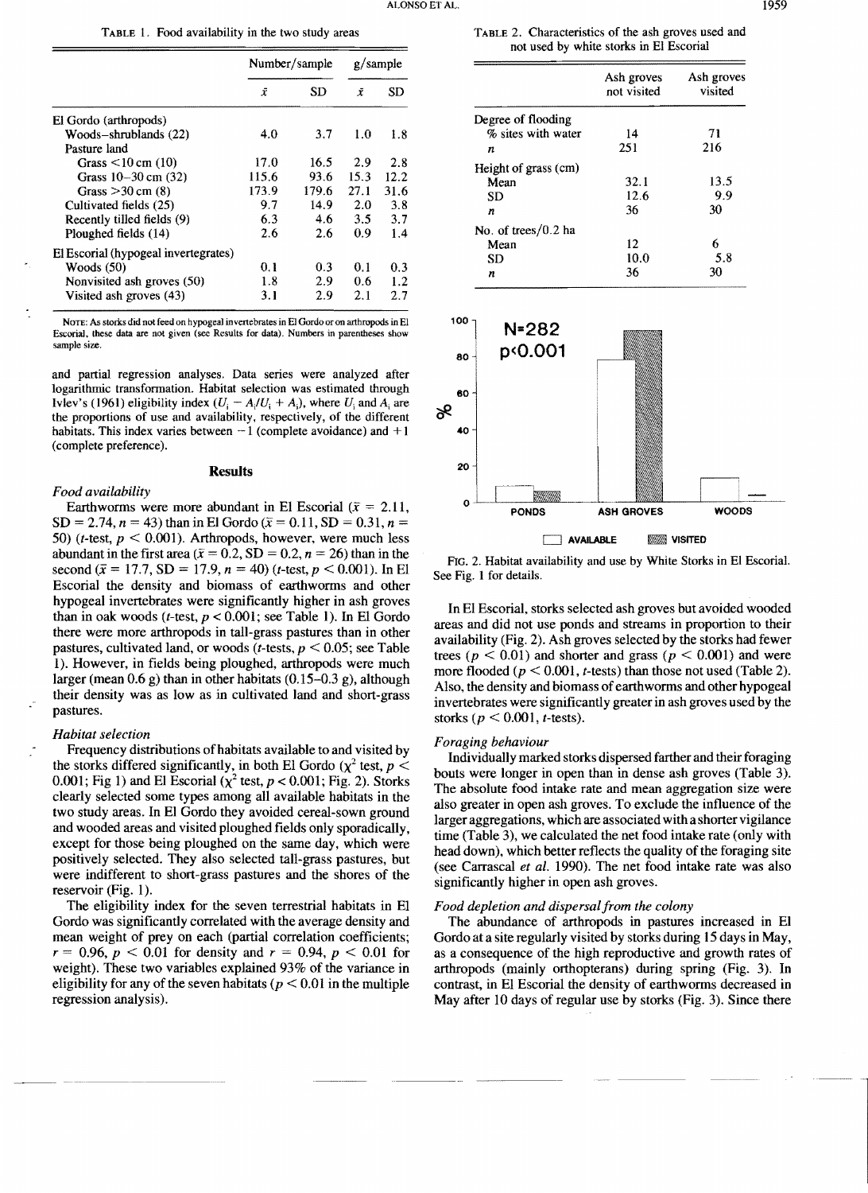TABLE 1. Food availability in the two study areas

| | Number/sample | | g/sample | |
|---|---|---|---|---|
| | $\bar{x}$ | SD | $\bar{x}$ | SD |
| El Gordo (arthropods) | | | | |
| Woods–shrublands (22) | 4.0 | 3.7 | 1.0 | 1.8 |
| Pasture land | | | | |
| Grass <10 cm (10) | 17.0 | 16.5 | 2.9 | 2.8 |
| Grass 10–30 cm (32) | 115.6 | 93.6 | 15.3 | 12.2 |
| Grass >30 cm (8) | 173.9 | 179.6 | 27.1 | 31.6 |
| Cultivated fields (25) | 9.7 | 14.9 | 2.0 | 3.8 |
| Recently tilled fields (9) | 6.3 | 4.6 | 3.5 | 3.7 |
| Ploughed fields (14) | 2.6 | 2.6 | 0.9 | 1.4 |
| El Escorial (hypogeal invertegrates) | | | | |
| Woods (50) | 0.1 | 0.3 | 0.1 | 0.3 |
| Nonvisited ash groves (50) | 1.8 | 2.9 | 0.6 | 1.2 |
| Visited ash groves (43) | 3.1 | 2.9 | 2.1 | 2.7 |

NOTE: As storks did not feed on hypogeal invertebrates in El Gordo or on arthropods in El Escorial, these data are not given (see Results for data). Numbers in parentheses show sample size.

and partial regression analyses. Data series were analyzed after logarithmic transformation. Habitat selection was estimated through Ivlev's (1961) eligibility index ($U_i - A_i/U_i + A_i$), where $U_i$ and $A_i$ are the proportions of use and availability, respectively, of the different habitats. This index varies between −1 (complete avoidance) and +1 (complete preference).

## Results

### *Food availability*

Earthworms were more abundant in El Escorial ($\bar{x}$ = 2.11, SD = 2.74, $n$ = 43) than in El Gordo ($\bar{x}$ = 0.11, SD = 0.31, $n$ = 50) ($t$-test, $p < 0.001$). Arthropods, however, were much less abundant in the first area ($\bar{x}$ = 0.2, SD = 0.2, $n$ = 26) than in the second ($\bar{x}$ = 17.7, SD = 17.9, $n$ = 40) ($t$-test, $p < 0.001$). In El Escorial the density and biomass of earthworms and other hypogeal invertebrates were significantly higher in ash groves than in oak woods ($t$-test, $p < 0.001$; see Table 1). In El Gordo there were more arthropods in tall-grass pastures than in other pastures, cultivated land, or woods ($t$-tests, $p < 0.05$; see Table 1). However, in fields being ploughed, arthropods were much larger (mean 0.6 g) than in other habitats (0.15–0.3 g), although their density was as low as in cultivated land and short-grass pastures.

### *Habitat selection*

Frequency distributions of habitats available to and visited by the storks differed significantly, in both El Gordo ($\chi^2$ test, $p <$ 0.001; Fig 1) and El Escorial ($\chi^2$ test, $p < 0.001$; Fig. 2). Storks clearly selected some types among all available habitats in the two study areas. In El Gordo they avoided cereal-sown ground and wooded areas and visited ploughed fields only sporadically, except for those being ploughed on the same day, which were positively selected. They also selected tall-grass pastures, but were indifferent to short-grass pastures and the shores of the reservoir (Fig. 1).

The eligibility index for the seven terrestrial habitats in El Gordo was significantly correlated with the average density and mean weight of prey on each (partial correlation coefficients; $r$ = 0.96, $p < 0.01$ for density and $r$ = 0.94, $p < 0.01$ for weight). These two variables explained 93% of the variance in eligibility for any of the seven habitats ($p < 0.01$ in the multiple regression analysis).

TABLE 2. Characteristics of the ash groves used and not used by white storks in El Escorial

| | Ash groves not visited | Ash groves visited |
|---|---|---|
| Degree of flooding | | |
| % sites with water | 14 | 71 |
| $n$ | 251 | 216 |
| Height of grass (cm) | | |
| Mean | 32.1 | 13.5 |
| SD | 12.6 | 9.9 |
| $n$ | 36 | 30 |
| No. of trees/0.2 ha | | |
| Mean | 12 | 6 |
| SD | 10.0 | 5.8 |
| $n$ | 36 | 30 |

FIG. 2. Habitat availability and use by White Storks in El Escorial. See Fig. 1 for details.

In El Escorial, storks selected ash groves but avoided wooded areas and did not use ponds and streams in proportion to their availability (Fig. 2). Ash groves selected by the storks had fewer trees ($p < 0.01$) and shorter and grass ($p < 0.001$) and were more flooded ($p < 0.001$, $t$-tests) than those not used (Table 2). Also, the density and biomass of earthworms and other hypogeal invertebrates were significantly greater in ash groves used by the storks ($p < 0.001$, $t$-tests).

### *Foraging behaviour*

Individually marked storks dispersed farther and their foraging bouts were longer in open than in dense ash groves (Table 3). The absolute food intake rate and mean aggregation size were also greater in open ash groves. To exclude the influence of the larger aggregations, which are associated with a shorter vigilance time (Table 3), we calculated the net food intake rate (only with head down), which better reflects the quality of the foraging site (see Carrascal *et al.* 1990). The net food intake rate was also significantly higher in open ash groves.

### *Food depletion and dispersal from the colony*

The abundance of arthropods in pastures increased in El Gordo at a site regularly visited by storks during 15 days in May, as a consequence of the high reproductive and growth rates of arthropods (mainly orthopterans) during spring (Fig. 3). In contrast, in El Escorial the density of earthworms decreased in May after 10 days of regular use by storks (Fig. 3). Since there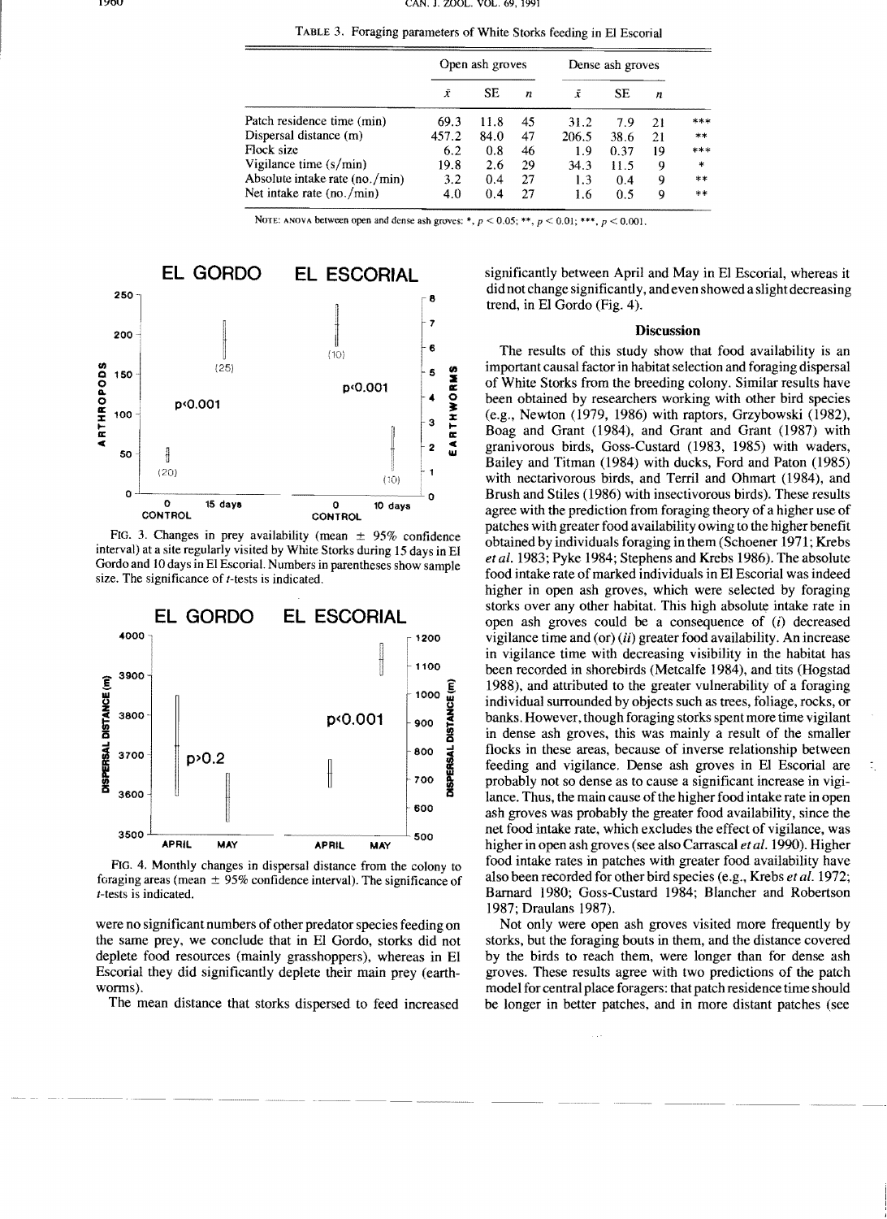TABLE 3. Foraging parameters of White Storks feeding in El Escorial

| | Open ash groves | | | Dense ash groves | | | |
|---|---|---|---|---|---|---|---|
| | $\bar{x}$ | SE | $n$ | $\bar{x}$ | SE | $n$ | |
| Patch residence time (min) | 69.3 | 11.8 | 45 | 31.2 | 7.9 | 21 | *** |
| Dispersal distance (m) | 457.2 | 84.0 | 47 | 206.5 | 38.6 | 21 | ** |
| Flock size | 6.2 | 0.8 | 46 | 1.9 | 0.37 | 19 | *** |
| Vigilance time (s/min) | 19.8 | 2.6 | 29 | 34.3 | 11.5 | 9 | * |
| Absolute intake rate (no./min) | 3.2 | 0.4 | 27 | 1.3 | 0.4 | 9 | ** |
| Net intake rate (no./min) | 4.0 | 0.4 | 27 | 1.6 | 0.5 | 9 | ** |

NOTE: ANOVA between open and dense ash groves: *, $p < 0.05$; **, $p < 0.01$; ***, $p < 0.001$.

FIG. 3. Changes in prey availability (mean ± 95% confidence interval) at a site regularly visited by White Storks during 15 days in El Gordo and 10 days in El Escorial. Numbers in parentheses show sample size. The significance of $t$-tests is indicated.

FIG. 4. Monthly changes in dispersal distance from the colony to foraging areas (mean ± 95% confidence interval). The significance of $t$-tests is indicated.

were no significant numbers of other predator species feeding on the same prey, we conclude that in El Gordo, storks did not deplete food resources (mainly grasshoppers), whereas in El Escorial they did significantly deplete their main prey (earthworms).

The mean distance that storks dispersed to feed increased significantly between April and May in El Escorial, whereas it did not change significantly, and even showed a slight decreasing trend, in El Gordo (Fig. 4).

## Discussion

The results of this study show that food availability is an important causal factor in habitat selection and foraging dispersal of White Storks from the breeding colony. Similar results have been obtained by researchers working with other bird species (e.g., Newton (1979, 1986) with raptors, Grzybowski (1982), Boag and Grant (1984), and Grant and Grant (1987) with granivorous birds, Goss-Custard (1983, 1985) with waders, Bailey and Titman (1984) with ducks, Ford and Paton (1985) with nectarivorous birds, and Terril and Ohmart (1984), and Brush and Stiles (1986) with insectivorous birds). These results agree with the prediction from foraging theory of a higher use of patches with greater food availability owing to the higher benefit obtained by individuals foraging in them (Schoener 1971; Krebs *et al.* 1983; Pyke 1984; Stephens and Krebs 1986). The absolute food intake rate of marked individuals in El Escorial was indeed higher in open ash groves, which were selected by foraging storks over any other habitat. This high absolute intake rate in open ash groves could be a consequence of (*i*) decreased vigilance time and (or) (*ii*) greater food availability. An increase in vigilance time with decreasing visibility in the habitat has been recorded in shorebirds (Metcalfe 1984), and tits (Hogstad 1988), and attributed to the greater vulnerability of a foraging individual surrounded by objects such as trees, foliage, rocks, or banks. However, though foraging storks spent more time vigilant in dense ash groves, this was mainly a result of the smaller flocks in these areas, because of inverse relationship between feeding and vigilance. Dense ash groves in El Escorial are probably not so dense as to cause a significant increase in vigilance. Thus, the main cause of the higher food intake rate in open ash groves was probably the greater food availability, since the net food intake rate, which excludes the effect of vigilance, was higher in open ash groves (see also Carrascal *et al.* 1990). Higher food intake rates in patches with greater food availability have also been recorded for other bird species (e.g., Krebs *et al.* 1972; Barnard 1980; Goss-Custard 1984; Blancher and Robertson 1987; Draulans 1987).

Not only were open ash groves visited more frequently by storks, but the foraging bouts in them, and the distance covered by the birds to reach them, were longer than for dense ash groves. These results agree with two predictions of the patch model for central place foragers: that patch residence time should be longer in better patches, and in more distant patches (see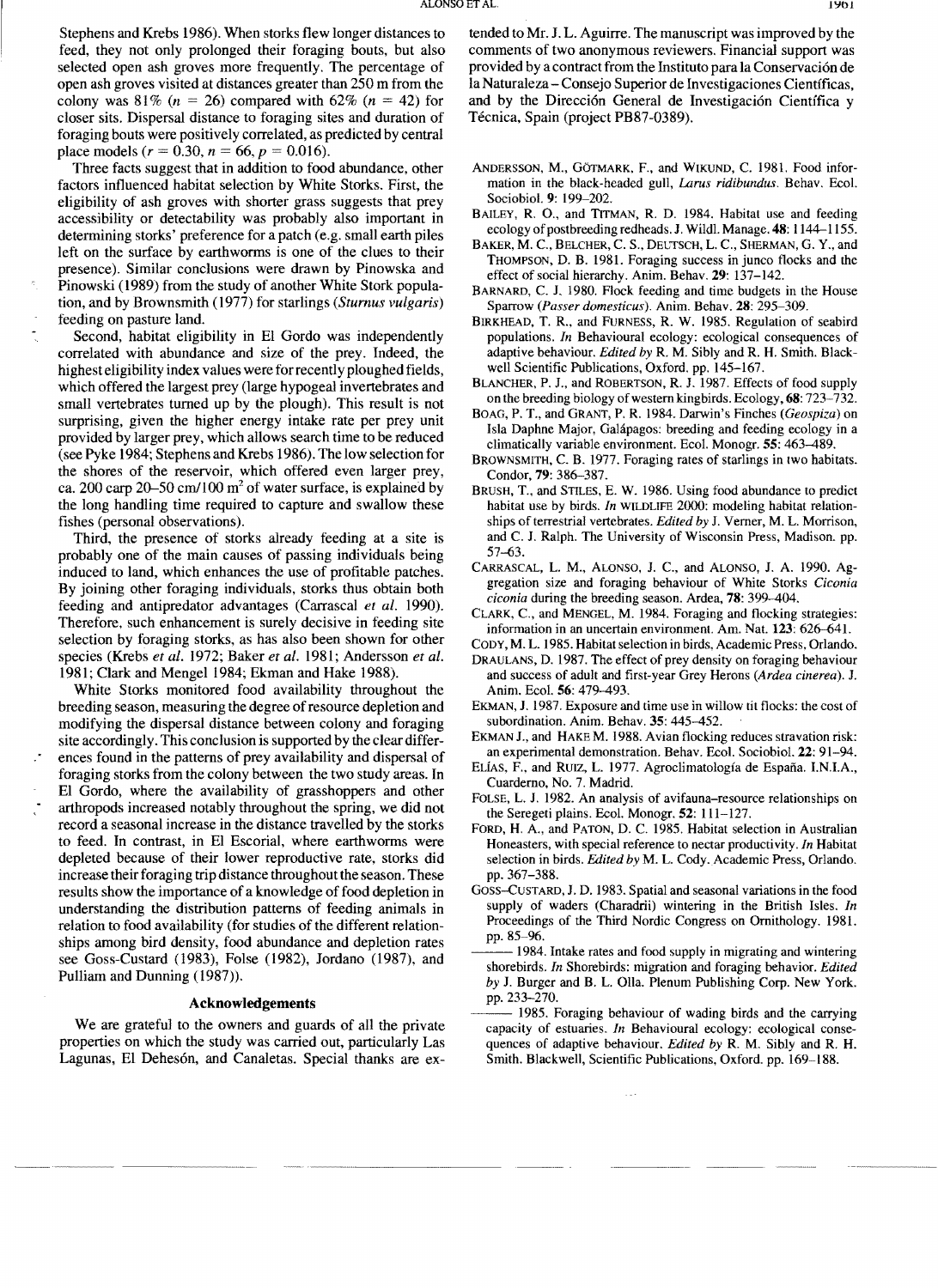Stephens and Krebs 1986). When storks flew longer distances to feed, they not only prolonged their foraging bouts, but also selected open ash groves more frequently. The percentage of open ash groves visited at distances greater than 250 m from the colony was 81% ($n = 26$) compared with 62% ($n = 42$) for closer sits. Dispersal distance to foraging sites and duration of foraging bouts were positively correlated, as predicted by central place models ($r = 0.30$, $n = 66$, $p = 0.016$).

Three facts suggest that in addition to food abundance, other factors influenced habitat selection by White Storks. First, the eligibility of ash groves with shorter grass suggests that prey accessibility or detectability was probably also important in determining storks' preference for a patch (e.g. small earth piles left on the surface by earthworms is one of the clues to their presence). Similar conclusions were drawn by Pinowska and Pinowski (1989) from the study of another White Stork population, and by Brownsmith (1977) for starlings (*Sturnus vulgaris*) feeding on pasture land.

Second, habitat eligibility in El Gordo was independently correlated with abundance and size of the prey. Indeed, the highest eligibility index values were for recently ploughed fields, which offered the largest prey (large hypogeal invertebrates and small vertebrates turned up by the plough). This result is not surprising, given the higher energy intake rate per prey unit provided by larger prey, which allows search time to be reduced (see Pyke 1984; Stephens and Krebs 1986). The low selection for the shores of the reservoir, which offered even larger prey, ca. 200 carp 20–50 cm/100 m$^2$ of water surface, is explained by the long handling time required to capture and swallow these fishes (personal observations).

Third, the presence of storks already feeding at a site is probably one of the main causes of passing individuals being induced to land, which enhances the use of profitable patches. By joining other foraging individuals, storks thus obtain both feeding and antipredator advantages (Carrascal *et al.* 1990). Therefore, such enhancement is surely decisive in feeding site selection by foraging storks, as has also been shown for other species (Krebs *et al.* 1972; Baker *et al.* 1981; Andersson *et al.* 1981; Clark and Mengel 1984; Ekman and Hake 1988).

White Storks monitored food availability throughout the breeding season, measuring the degree of resource depletion and modifying the dispersal distance between colony and foraging site accordingly. This conclusion is supported by the clear differences found in the patterns of prey availability and dispersal of foraging storks from the colony between the two study areas. In El Gordo, where the availability of grasshoppers and other arthropods increased notably throughout the spring, we did not record a seasonal increase in the distance travelled by the storks to feed. In contrast, in El Escorial, where earthworms were depleted because of their lower reproductive rate, storks did increase their foraging trip distance throughout the season. These results show the importance of a knowledge of food depletion in understanding the distribution patterns of feeding animals in relation to food availability (for studies of the different relationships among bird density, food abundance and depletion rates see Goss-Custard (1983), Folse (1982), Jordano (1987), and Pulliam and Dunning (1987)).

## Acknowledgements

We are grateful to the owners and guards of all the private properties on which the study was carried out, particularly Las Lagunas, El Dehesón, and Canaletas. Special thanks are extended to Mr. J. L. Aguirre. The manuscript was improved by the comments of two anonymous reviewers. Financial support was provided by a contract from the Instituto para la Conservación de la Naturaleza – Consejo Superior de Investigaciones Científicas, and by the Dirección General de Investigación Científica y Técnica, Spain (project PB87-0389).

Andersson, M., Götmark, F., and Wiklund, C. 1981. Food information in the black-headed gull, *Larus ridibundus*. Behav. Ecol. Sociobiol. **9**: 199–202.

Bailey, R. O., and Titman, R. D. 1984. Habitat use and feeding ecology of postbreeding redheads. J. Wildl. Manage. **48**: 1144–1155.

Baker, M. C., Belcher, C. S., Deutsch, L. C., Sherman, G. Y., and Thompson, D. B. 1981. Foraging success in junco flocks and the effect of social hierarchy. Anim. Behav. **29**: 137–142.

Barnard, C. J. 1980. Flock feeding and time budgets in the House Sparrow (*Passer domesticus*). Anim. Behav. **28**: 295–309.

Birkhead, T. R., and Furness, R. W. 1985. Regulation of seabird populations. *In* Behavioural ecology: ecological consequences of adaptive behaviour. *Edited by* R. M. Sibly and R. H. Smith. Blackwell Scientific Publications, Oxford. pp. 145–167.

Blancher, P. J., and Robertson, R. J. 1987. Effects of food supply on the breeding biology of western kingbirds. Ecology, **68**: 723–732.

Boag, P. T., and Grant, P. R. 1984. Darwin's Finches (*Geospiza*) on Isla Daphne Major, Galápagos: breeding and feeding ecology in a climatically variable environment. Ecol. Monogr. **55**: 463–489.

Brownsmith, C. B. 1977. Foraging rates of starlings in two habitats. Condor, **79**: 386–387.

Brush, T., and Stiles, E. W. 1986. Using food abundance to predict habitat use by birds. *In* Wildlife 2000: modeling habitat relationships of terrestrial vertebrates. *Edited by* J. Verner, M. L. Morrison, and C. J. Ralph. The University of Wisconsin Press, Madison. pp. 57–63.

Carrascal, L. M., Alonso, J. C., and Alonso, J. A. 1990. Aggregation size and foraging behaviour of White Storks *Ciconia ciconia* during the breeding season. Ardea, **78**: 399–404.

Clark, C., and Mengel, M. 1984. Foraging and flocking strategies: information in an uncertain environment. Am. Nat. **123**: 626–641.

Cody, M. L. 1985. Habitat selection in birds, Academic Press, Orlando.

Draulans, D. 1987. The effect of prey density on foraging behaviour and success of adult and first-year Grey Herons (*Ardea cinerea*). J. Anim. Ecol. **56**: 479–493.

Ekman, J. 1987. Exposure and time use in willow tit flocks: the cost of subordination. Anim. Behav. **35**: 445–452.

Ekman J., and Hake M. 1988. Avian flocking reduces stravation risk: an experimental demonstration. Behav. Ecol. Sociobiol. **22**: 91–94.

Elías, F., and Ruiz, L. 1977. Agroclimatología de España. I.N.I.A., Cuarderno, No. 7. Madrid.

Folse, L. J. 1982. An analysis of avifauna–resource relationships on the Seregeti plains. Ecol. Monogr. **52**: 111–127.

Ford, H. A., and Paton, D. C. 1985. Habitat selection in Australian Honeasters, with special reference to nectar productivity. *In* Habitat selection in birds. *Edited by* M. L. Cody. Academic Press, Orlando. pp. 367–388.

Goss-Custard, J. D. 1983. Spatial and seasonal variations in the food supply of waders (Charadrii) wintering in the British Isles. *In* Proceedings of the Third Nordic Congress on Ornithology. 1981. pp. 85–96.

——— 1984. Intake rates and food supply in migrating and wintering shorebirds. *In* Shorebirds: migration and foraging behavior. *Edited by* J. Burger and B. L. Olla. Plenum Publishing Corp. New York. pp. 233–270.

——— 1985. Foraging behaviour of wading birds and the carrying capacity of estuaries. *In* Behavioural ecology: ecological consequences of adaptive behaviour. *Edited by* R. M. Sibly and R. H. Smith. Blackwell, Scientific Publications, Oxford. pp. 169–188.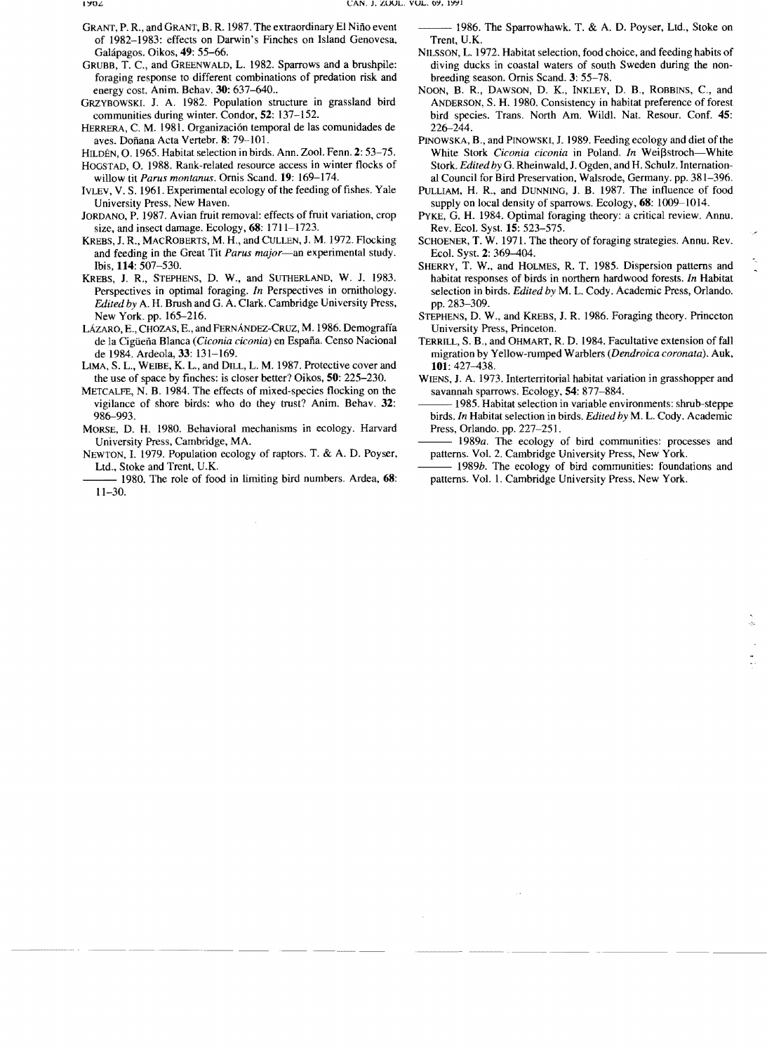GRANT, P. R., and GRANT, B. R. 1987. The extraordinary El Niño event of 1982–1983: effects on Darwin's Finches on Island Genovesa, Galápagos. Oikos, **49**: 55–66.

GRUBB, T. C., and GREENWALD, L. 1982. Sparrows and a brushpile: foraging response to different combinations of predation risk and energy cost. Anim. Behav. **30**: 637–640..

GRZYBOWSKI. J. A. 1982. Population structure in grassland bird communities during winter. Condor, **52**: 137–152.

HERRERA, C. M. 1981. Organización temporal de las comunidades de aves. Doñana Acta Vertebr. **8**: 79–101.

HILDÉN, O. 1965. Habitat selection in birds. Ann. Zool. Fenn. **2**: 53–75.

HOGSTAD, O. 1988. Rank-related resource access in winter flocks of willow tit *Parus montanus*. Ornis Scand. **19**: 169–174.

IVLEV, V. S. 1961. Experimental ecology of the feeding of fishes. Yale University Press, New Haven.

JORDANO, P. 1987. Avian fruit removal: effects of fruit variation, crop size, and insect damage. Ecology, **68**: 1711–1723.

KREBS, J. R., MACROBERTS, M. H., and CULLEN, J. M. 1972. Flocking and feeding in the Great Tit *Parus major*—an experimental study. Ibis, **114**: 507–530.

KREBS, J. R., STEPHENS, D. W., and SUTHERLAND, W. J. 1983. Perspectives in optimal foraging. *In* Perspectives in ornithology. *Edited by* A. H. Brush and G. A. Clark. Cambridge University Press, New York. pp. 165–216.

LÁZARO, E., CHOZAS, E., and FERNÁNDEZ-CRUZ, M. 1986. Demografía de la Cigüeña Blanca (*Ciconia ciconia*) en España. Censo Nacional de 1984. Ardeola, **33**: 131–169.

LIMA, S. L., WEIBE, K. L., and DILL, L. M. 1987. Protective cover and the use of space by finches: is closer better? Oikos, **50**: 225–230.

METCALFE, N. B. 1984. The effects of mixed-species flocking on the vigilance of shore birds: who do they trust? Anim. Behav. **32**: 986–993.

MORSE, D. H. 1980. Behavioral mechanisms in ecology. Harvard University Press, Cambridge, MA.

NEWTON, I. 1979. Population ecology of raptors. T. & A. D. Poyser, Ltd., Stoke and Trent, U.K.

——— 1980. The role of food in limiting bird numbers. Ardea, **68**: 11–30.

——— 1986. The Sparrowhawk. T. & A. D. Poyser, Ltd., Stoke on Trent, U.K.

NILSSON, L. 1972. Habitat selection, food choice, and feeding habits of diving ducks in coastal waters of south Sweden during the non-breeding season. Ornis Scand. **3**: 55–78.

NOON, B. R., DAWSON, D. K., INKLEY, D. B., ROBBINS, C., and ANDERSON, S. H. 1980. Consistency in habitat preference of forest bird species. Trans. North Am. Wildl. Nat. Resour. Conf. **45**: 226–244.

PINOWSKA, B., and PINOWSKI, J. 1989. Feeding ecology and diet of the White Stork *Ciconia ciconia* in Poland. *In* Weiβstroch—White Stork. *Edited by* G. Rheinwald, J. Ogden, and H. Schulz. International Council for Bird Preservation, Walsrode, Germany. pp. 381–396.

PULLIAM, H. R., and DUNNING, J. B. 1987. The influence of food supply on local density of sparrows. Ecology, **68**: 1009–1014.

PYKE, G. H. 1984. Optimal foraging theory: a critical review. Annu. Rev. Ecol. Syst. **15**: 523–575.

SCHOENER, T. W. 1971. The theory of foraging strategies. Annu. Rev. Ecol. Syst. **2**: 369–404.

SHERRY, T. W., and HOLMES, R. T. 1985. Dispersion patterns and habitat responses of birds in northern hardwood forests. *In* Habitat selection in birds. *Edited by* M. L. Cody. Academic Press, Orlando. pp. 283–309.

STEPHENS, D. W., and KREBS, J. R. 1986. Foraging theory. Princeton University Press, Princeton.

TERRILL, S. B., and OHMART, R. D. 1984. Facultative extension of fall migration by Yellow-rumped Warblers (*Dendroica coronata*). Auk, **101**: 427–438.

WIENS, J. A. 1973. Interterritorial habitat variation in grasshopper and savannah sparrows. Ecology, **54**: 877–884.

——— 1985. Habitat selection in variable environments: shrub-steppe birds. *In* Habitat selection in birds. *Edited by* M. L. Cody. Academic Press, Orlando. pp. 227–251.

——— 1989*a*. The ecology of bird communities: processes and patterns. Vol. 2. Cambridge University Press, New York.

——— 1989*b*. The ecology of bird communities: foundations and patterns. Vol. 1. Cambridge University Press, New York.